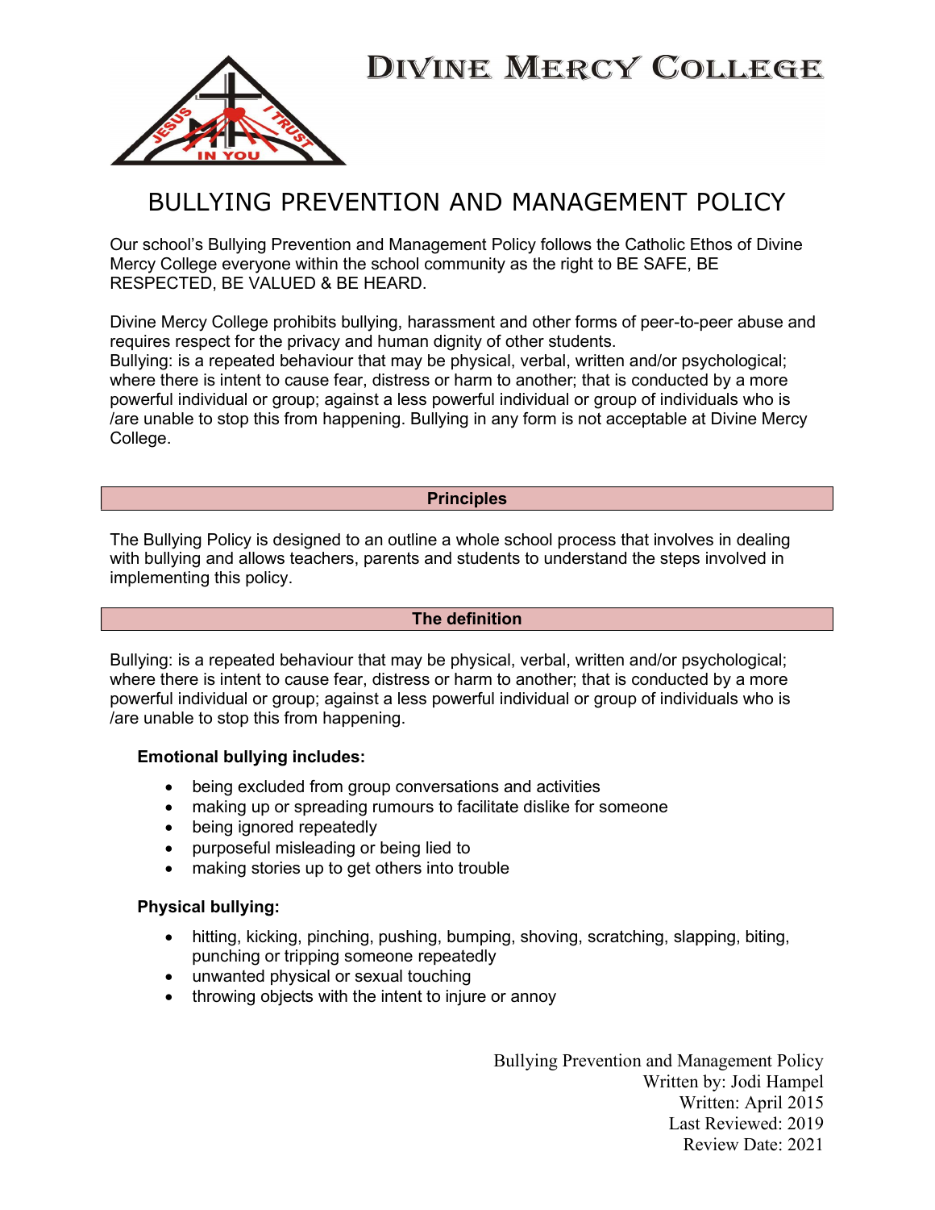# DIVINE MERCY COLLEGE

## BULLYING PREVENTION AND MANAGEMENT POLICY

Our school's Bullying Prevention and Management Policy follows the Catholic Ethos of Divine Mercy College everyone within the school community as the right to BE SAFE, BE RESPECTED, BE VALUED & BE HEARD.

Divine Mercy College prohibits bullying, harassment and other forms of peer-to-peer abuse and requires respect for the privacy and human dignity of other students.
Bullying: is a repeated behaviour that may be physical, verbal, written and/or psychological; where there is intent to cause fear, distress or harm to another; that is conducted by a more powerful individual or group; against a less powerful individual or group of individuals who is /are unable to stop this from happening. Bullying in any form is not acceptable at Divine Mercy College.

### Principles

The Bullying Policy is designed to an outline a whole school process that involves in dealing with bullying and allows teachers, parents and students to understand the steps involved in implementing this policy.

### The definition

Bullying: is a repeated behaviour that may be physical, verbal, written and/or psychological; where there is intent to cause fear, distress or harm to another; that is conducted by a more powerful individual or group; against a less powerful individual or group of individuals who is /are unable to stop this from happening.

**Emotional bullying includes:**

- being excluded from group conversations and activities
- making up or spreading rumours to facilitate dislike for someone
- being ignored repeatedly
- purposeful misleading or being lied to
- making stories up to get others into trouble

**Physical bullying:**

- hitting, kicking, pinching, pushing, bumping, shoving, scratching, slapping, biting, punching or tripping someone repeatedly
- unwanted physical or sexual touching
- throwing objects with the intent to injure or annoy

Bullying Prevention and Management Policy
Written by: Jodi Hampel
Written: April 2015
Last Reviewed: 2019
Review Date: 2021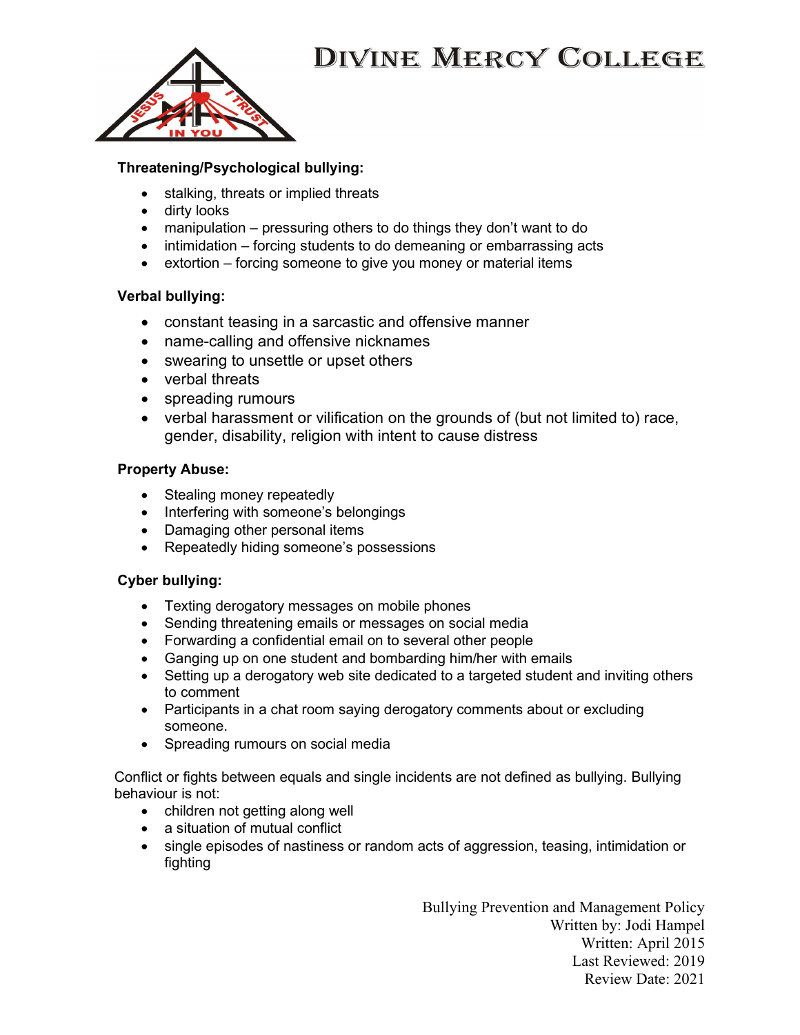**Threatening/Psychological bullying:**

- stalking, threats or implied threats
- dirty looks
- manipulation – pressuring others to do things they don't want to do
- intimidation – forcing students to do demeaning or embarrassing acts
- extortion – forcing someone to give you money or material items

**Verbal bullying:**

- constant teasing in a sarcastic and offensive manner
- name-calling and offensive nicknames
- swearing to unsettle or upset others
- verbal threats
- spreading rumours
- verbal harassment or vilification on the grounds of (but not limited to) race, gender, disability, religion with intent to cause distress

**Property Abuse:**

- Stealing money repeatedly
- Interfering with someone's belongings
- Damaging other personal items
- Repeatedly hiding someone's possessions

**Cyber bullying:**

- Texting derogatory messages on mobile phones
- Sending threatening emails or messages on social media
- Forwarding a confidential email on to several other people
- Ganging up on one student and bombarding him/her with emails
- Setting up a derogatory web site dedicated to a targeted student and inviting others to comment
- Participants in a chat room saying derogatory comments about or excluding someone.
- Spreading rumours on social media

Conflict or fights between equals and single incidents are not defined as bullying. Bullying behaviour is not:

- children not getting along well
- a situation of mutual conflict
- single episodes of nastiness or random acts of aggression, teasing, intimidation or fighting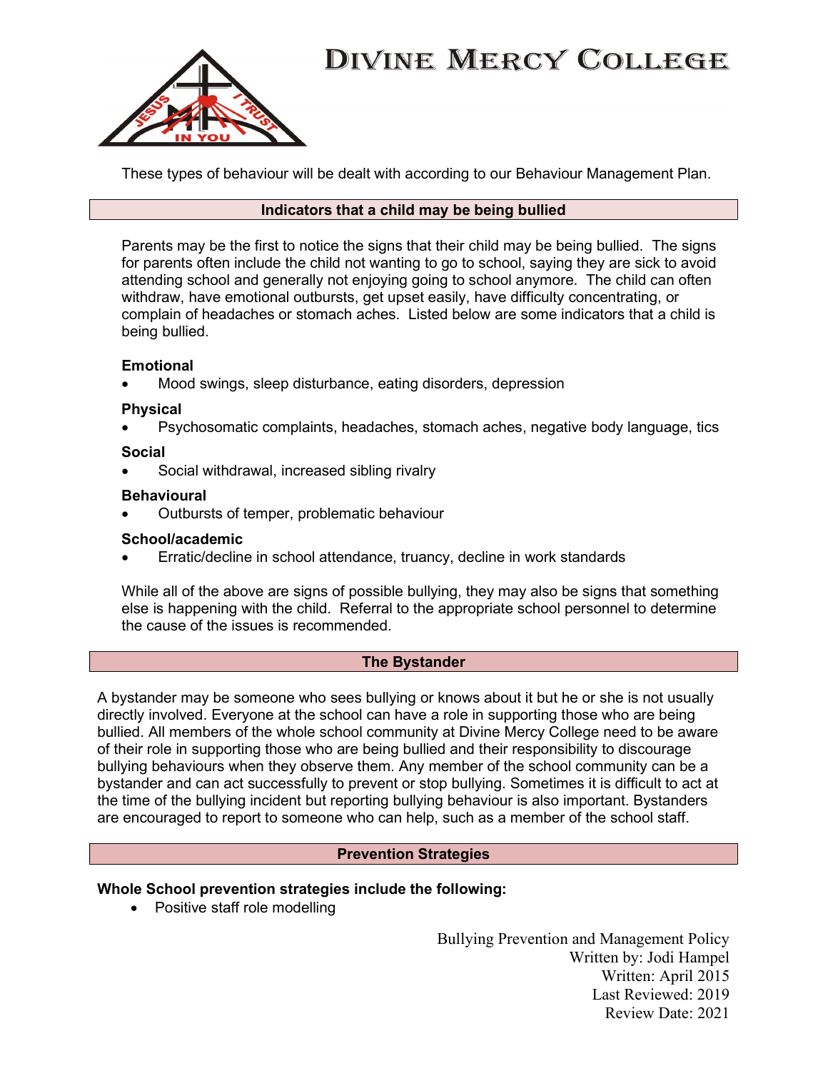These types of behaviour will be dealt with according to our Behaviour Management Plan.

## Indicators that a child may be being bullied

Parents may be the first to notice the signs that their child may be being bullied. The signs for parents often include the child not wanting to go to school, saying they are sick to avoid attending school and generally not enjoying going to school anymore. The child can often withdraw, have emotional outbursts, get upset easily, have difficulty concentrating, or complain of headaches or stomach aches. Listed below are some indicators that a child is being bullied.

**Emotional**
- Mood swings, sleep disturbance, eating disorders, depression

**Physical**
- Psychosomatic complaints, headaches, stomach aches, negative body language, tics

**Social**
- Social withdrawal, increased sibling rivalry

**Behavioural**
- Outbursts of temper, problematic behaviour

**School/academic**
- Erratic/decline in school attendance, truancy, decline in work standards

While all of the above are signs of possible bullying, they may also be signs that something else is happening with the child. Referral to the appropriate school personnel to determine the cause of the issues is recommended.

## The Bystander

A bystander may be someone who sees bullying or knows about it but he or she is not usually directly involved. Everyone at the school can have a role in supporting those who are being bullied. All members of the whole school community at Divine Mercy College need to be aware of their role in supporting those who are being bullied and their responsibility to discourage bullying behaviours when they observe them. Any member of the school community can be a bystander and can act successfully to prevent or stop bullying. Sometimes it is difficult to act at the time of the bullying incident but reporting bullying behaviour is also important. Bystanders are encouraged to report to someone who can help, such as a member of the school staff.

## Prevention Strategies

**Whole School prevention strategies include the following:**
- Positive staff role modelling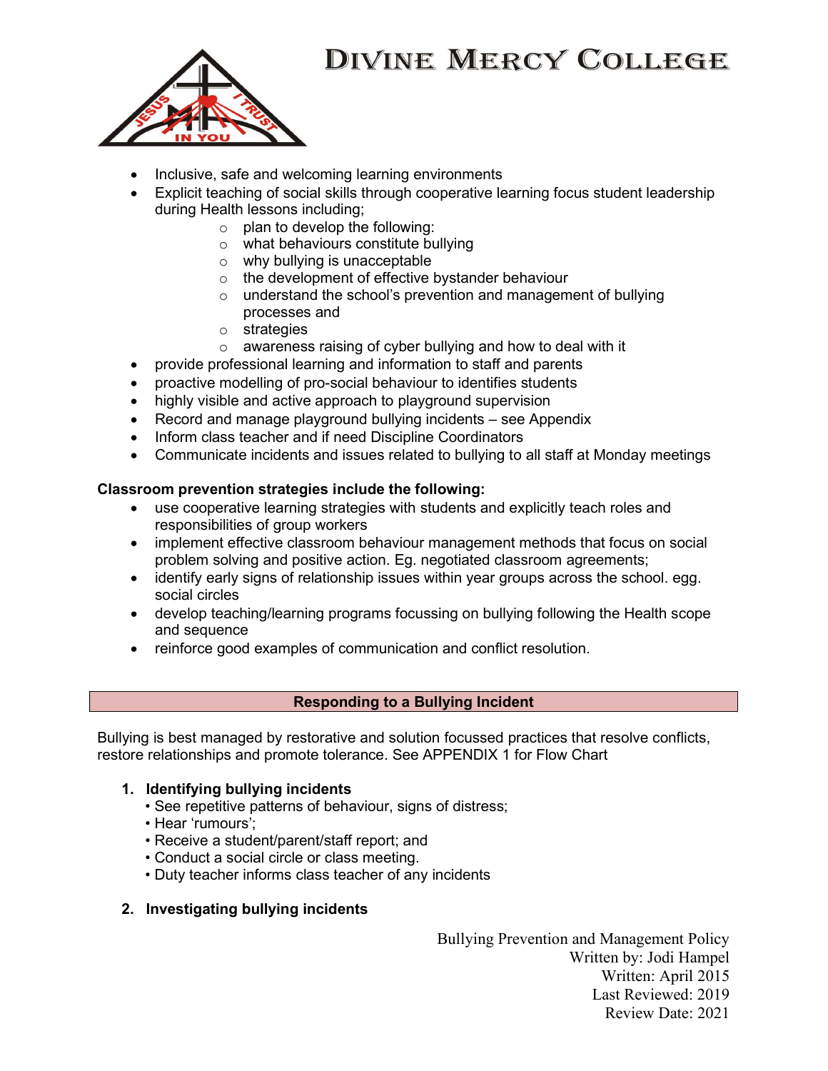- Inclusive, safe and welcoming learning environments
- Explicit teaching of social skills through cooperative learning focus student leadership during Health lessons including;
    - plan to develop the following:
    - what behaviours constitute bullying
    - why bullying is unacceptable
    - the development of effective bystander behaviour
    - understand the school's prevention and management of bullying processes and
    - strategies
    - awareness raising of cyber bullying and how to deal with it
- provide professional learning and information to staff and parents
- proactive modelling of pro-social behaviour to identifies students
- highly visible and active approach to playground supervision
- Record and manage playground bullying incidents – see Appendix
- Inform class teacher and if need Discipline Coordinators
- Communicate incidents and issues related to bullying to all staff at Monday meetings

**Classroom prevention strategies include the following:**

- use cooperative learning strategies with students and explicitly teach roles and responsibilities of group workers
- implement effective classroom behaviour management methods that focus on social problem solving and positive action. Eg. negotiated classroom agreements;
- identify early signs of relationship issues within year groups across the school. egg. social circles
- develop teaching/learning programs focussing on bullying following the Health scope and sequence
- reinforce good examples of communication and conflict resolution.

## Responding to a Bullying Incident

Bullying is best managed by restorative and solution focussed practices that resolve conflicts, restore relationships and promote tolerance. See APPENDIX 1 for Flow Chart

1. **Identifying bullying incidents**
    - See repetitive patterns of behaviour, signs of distress;
    - Hear 'rumours';
    - Receive a student/parent/staff report; and
    - Conduct a social circle or class meeting.
    - Duty teacher informs class teacher of any incidents

2. **Investigating bullying incidents**

Bullying Prevention and Management Policy
Written by: Jodi Hampel
Written: April 2015
Last Reviewed: 2019
Review Date: 2021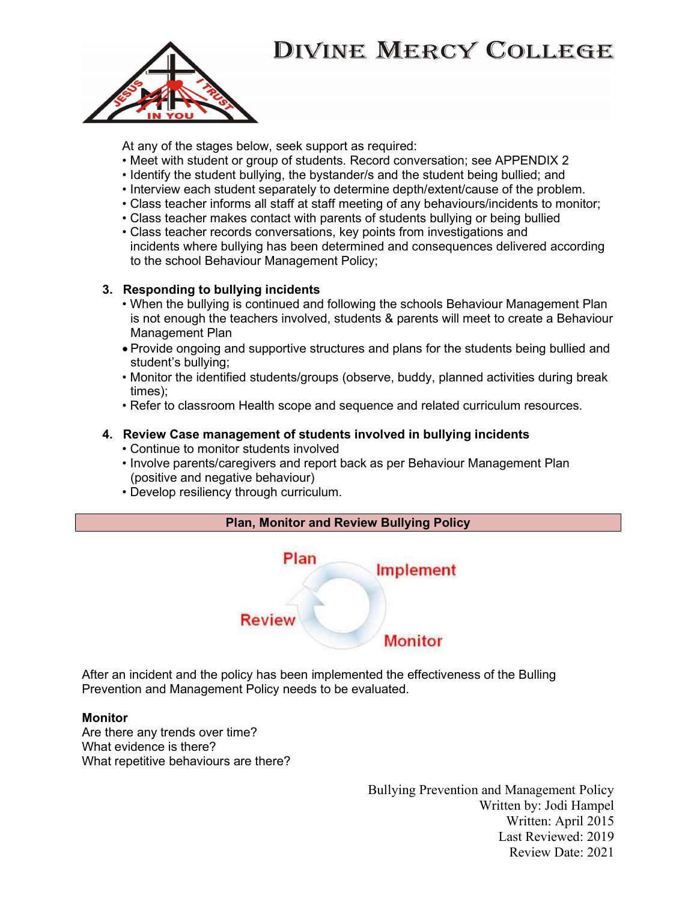At any of the stages below, seek support as required:

- Meet with student or group of students. Record conversation; see APPENDIX 2
- Identify the student bullying, the bystander/s and the student being bullied; and
- Interview each student separately to determine depth/extent/cause of the problem.
- Class teacher informs all staff at staff meeting of any behaviours/incidents to monitor;
- Class teacher makes contact with parents of students bullying or being bullied
- Class teacher records conversations, key points from investigations and incidents where bullying has been determined and consequences delivered according to the school Behaviour Management Policy;

3. **Responding to bullying incidents**
   - When the bullying is continued and following the schools Behaviour Management Plan is not enough the teachers involved, students & parents will meet to create a Behaviour Management Plan
   - Provide ongoing and supportive structures and plans for the students being bullied and student's bullying;
   - Monitor the identified students/groups (observe, buddy, planned activities during break times);
   - Refer to classroom Health scope and sequence and related curriculum resources.

4. **Review Case management of students involved in bullying incidents**
   - Continue to monitor students involved
   - Involve parents/caregivers and report back as per Behaviour Management Plan (positive and negative behaviour)
   - Develop resiliency through curriculum.

**Plan, Monitor and Review Bullying Policy**

Plan → Implement → Monitor → Review

After an incident and the policy has been implemented the effectiveness of the Bulling Prevention and Management Policy needs to be evaluated.

**Monitor**

Are there any trends over time?
What evidence is there?
What repetitive behaviours are there?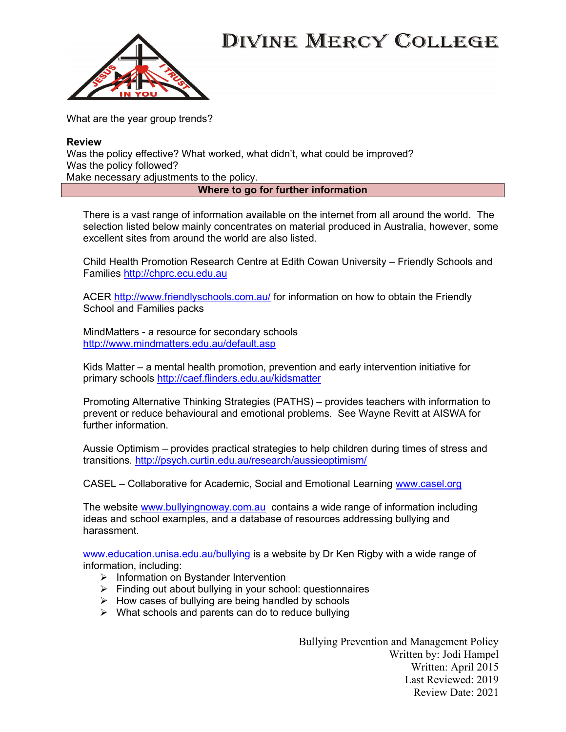What are the year group trends?

**Review**
Was the policy effective? What worked, what didn't, what could be improved?
Was the policy followed?
Make necessary adjustments to the policy.

## Where to go for further information

There is a vast range of information available on the internet from all around the world. The selection listed below mainly concentrates on material produced in Australia, however, some excellent sites from around the world are also listed.

Child Health Promotion Research Centre at Edith Cowan University – Friendly Schools and Families http://chprc.ecu.edu.au

ACER http://www.friendlyschools.com.au/ for information on how to obtain the Friendly School and Families packs

MindMatters - a resource for secondary schools
http://www.mindmatters.edu.au/default.asp

Kids Matter – a mental health promotion, prevention and early intervention initiative for primary schools http://caef.flinders.edu.au/kidsmatter

Promoting Alternative Thinking Strategies (PATHS) – provides teachers with information to prevent or reduce behavioural and emotional problems. See Wayne Revitt at AISWA for further information.

Aussie Optimism – provides practical strategies to help children during times of stress and transitions. http://psych.curtin.edu.au/research/aussieoptimism/

CASEL – Collaborative for Academic, Social and Emotional Learning www.casel.org

The website www.bullyingnoway.com.au contains a wide range of information including ideas and school examples, and a database of resources addressing bullying and harassment.

www.education.unisa.edu.au/bullying is a website by Dr Ken Rigby with a wide range of information, including:

- Information on Bystander Intervention
- Finding out about bullying in your school: questionnaires
- How cases of bullying are being handled by schools
- What schools and parents can do to reduce bullying

Bullying Prevention and Management Policy
Written by: Jodi Hampel
Written: April 2015
Last Reviewed: 2019
Review Date: 2021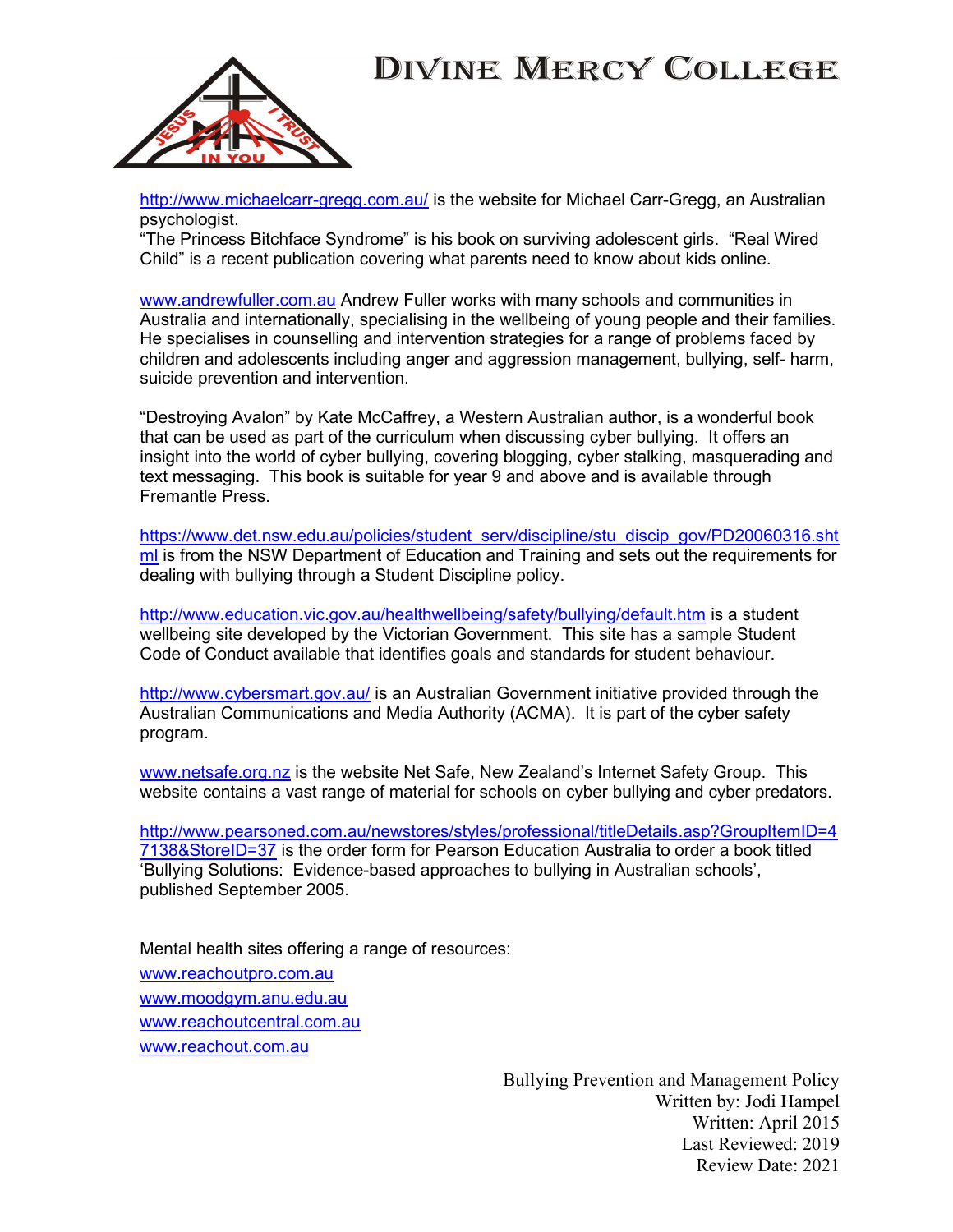http://www.michaelcarr-gregg.com.au/ is the website for Michael Carr-Gregg, an Australian psychologist.
"The Princess Bitchface Syndrome" is his book on surviving adolescent girls. "Real Wired Child" is a recent publication covering what parents need to know about kids online.

www.andrewfuller.com.au Andrew Fuller works with many schools and communities in Australia and internationally, specialising in the wellbeing of young people and their families. He specialises in counselling and intervention strategies for a range of problems faced by children and adolescents including anger and aggression management, bullying, self- harm, suicide prevention and intervention.

"Destroying Avalon" by Kate McCaffrey, a Western Australian author, is a wonderful book that can be used as part of the curriculum when discussing cyber bullying. It offers an insight into the world of cyber bullying, covering blogging, cyber stalking, masquerading and text messaging. This book is suitable for year 9 and above and is available through Fremantle Press.

https://www.det.nsw.edu.au/policies/student_serv/discipline/stu_discip_gov/PD20060316.shtml is from the NSW Department of Education and Training and sets out the requirements for dealing with bullying through a Student Discipline policy.

http://www.education.vic.gov.au/healthwellbeing/safety/bullying/default.htm is a student wellbeing site developed by the Victorian Government. This site has a sample Student Code of Conduct available that identifies goals and standards for student behaviour.

http://www.cybersmart.gov.au/ is an Australian Government initiative provided through the Australian Communications and Media Authority (ACMA). It is part of the cyber safety program.

www.netsafe.org.nz is the website Net Safe, New Zealand's Internet Safety Group. This website contains a vast range of material for schools on cyber bullying and cyber predators.

http://www.pearsoned.com.au/newstores/styles/professional/titleDetails.asp?GroupItemID=47138&StoreID=37 is the order form for Pearson Education Australia to order a book titled 'Bullying Solutions: Evidence-based approaches to bullying in Australian schools', published September 2005.

Mental health sites offering a range of resources:

www.reachoutpro.com.au
www.moodgym.anu.edu.au
www.reachoutcentral.com.au
www.reachout.com.au

Bullying Prevention and Management Policy
Written by: Jodi Hampel
Written: April 2015
Last Reviewed: 2019
Review Date: 2021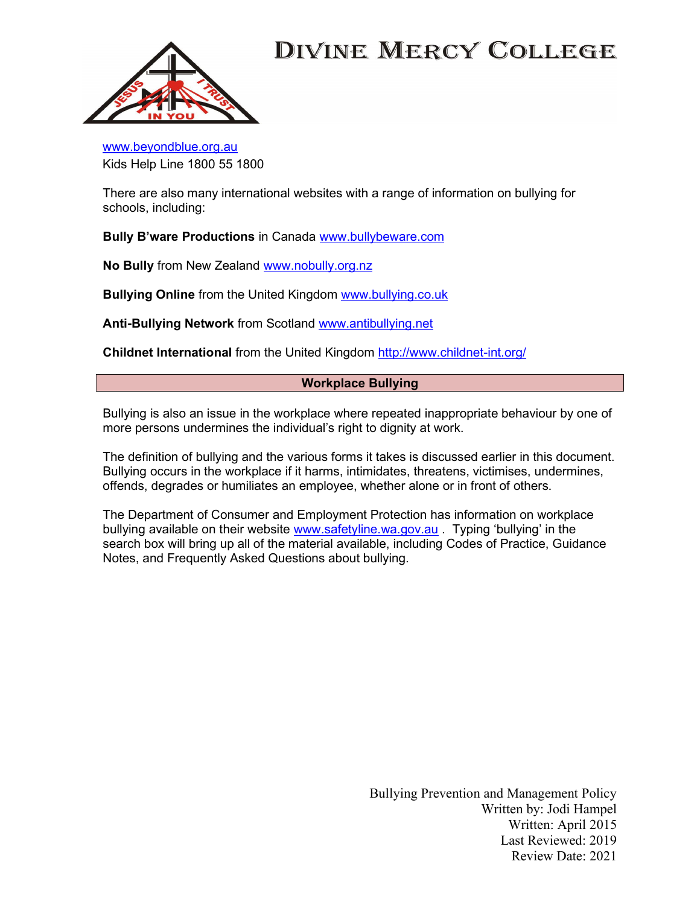www.beyondblue.org.au
Kids Help Line 1800 55 1800

There are also many international websites with a range of information on bullying for schools, including:

**Bully B'ware Productions** in Canada www.bullybeware.com

**No Bully** from New Zealand www.nobully.org.nz

**Bullying Online** from the United Kingdom www.bullying.co.uk

**Anti-Bullying Network** from Scotland www.antibullying.net

**Childnet International** from the United Kingdom http://www.childnet-int.org/

## Workplace Bullying

Bullying is also an issue in the workplace where repeated inappropriate behaviour by one of more persons undermines the individual's right to dignity at work.

The definition of bullying and the various forms it takes is discussed earlier in this document. Bullying occurs in the workplace if it harms, intimidates, threatens, victimises, undermines, offends, degrades or humiliates an employee, whether alone or in front of others.

The Department of Consumer and Employment Protection has information on workplace bullying available on their website www.safetyline.wa.gov.au . Typing 'bullying' in the search box will bring up all of the material available, including Codes of Practice, Guidance Notes, and Frequently Asked Questions about bullying.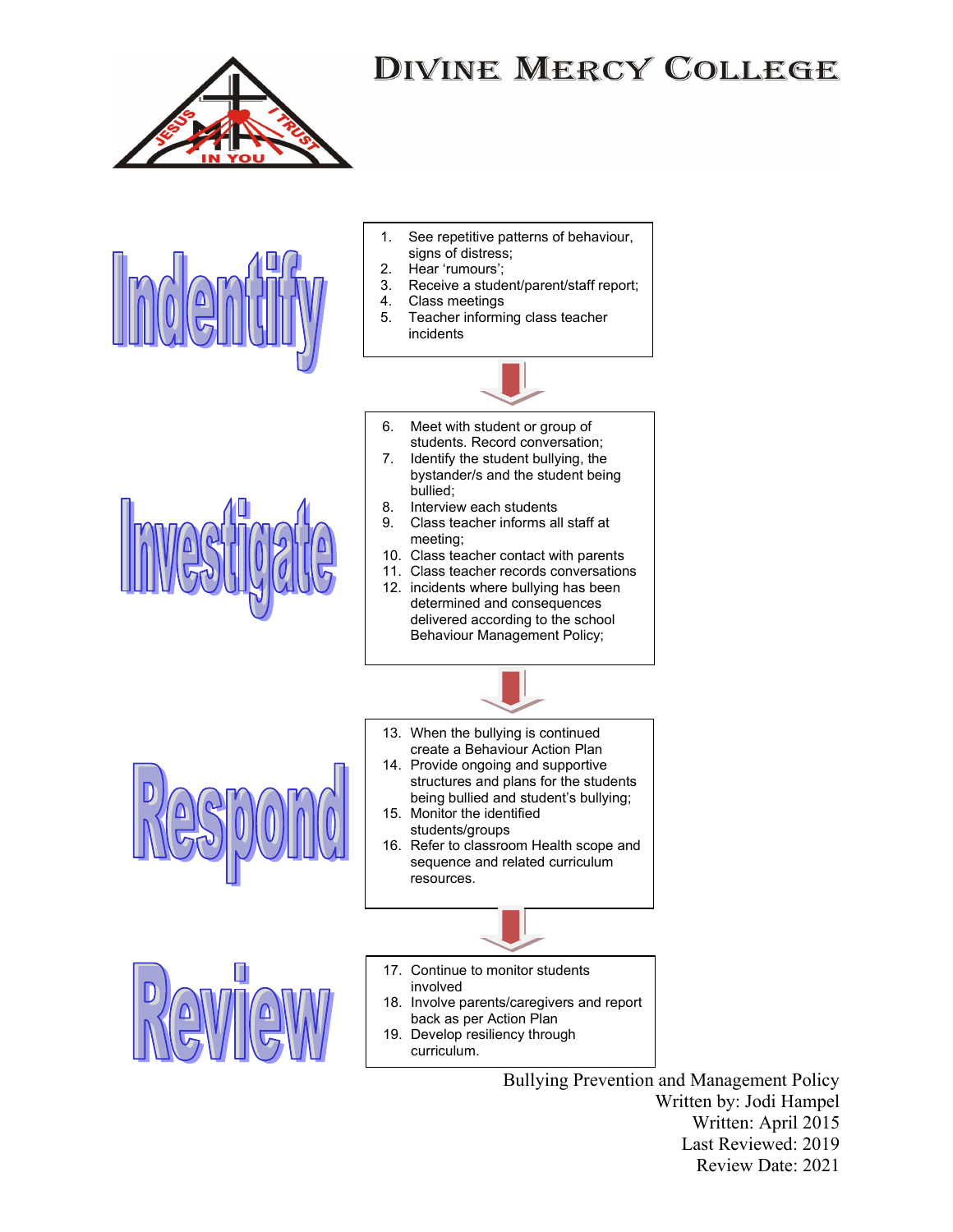# DIVINE MERCY COLLEGE

## Indentify

1. See repetitive patterns of behaviour, signs of distress;
2. Hear 'rumours';
3. Receive a student/parent/staff report;
4. Class meetings
5. Teacher informing class teacher incidents

## Investigate

6. Meet with student or group of students. Record conversation;
7. Identify the student bullying, the bystander/s and the student being bullied;
8. Interview each students
9. Class teacher informs all staff at meeting;
10. Class teacher contact with parents
11. Class teacher records conversations
12. incidents where bullying has been determined and consequences delivered according to the school Behaviour Management Policy;

## Respond

13. When the bullying is continued create a Behaviour Action Plan
14. Provide ongoing and supportive structures and plans for the students being bullied and student's bullying;
15. Monitor the identified students/groups
16. Refer to classroom Health scope and sequence and related curriculum resources.

## Review

17. Continue to monitor students involved
18. Involve parents/caregivers and report back as per Action Plan
19. Develop resiliency through curriculum.

Bullying Prevention and Management Policy
Written by: Jodi Hampel
Written: April 2015
Last Reviewed: 2019
Review Date: 2021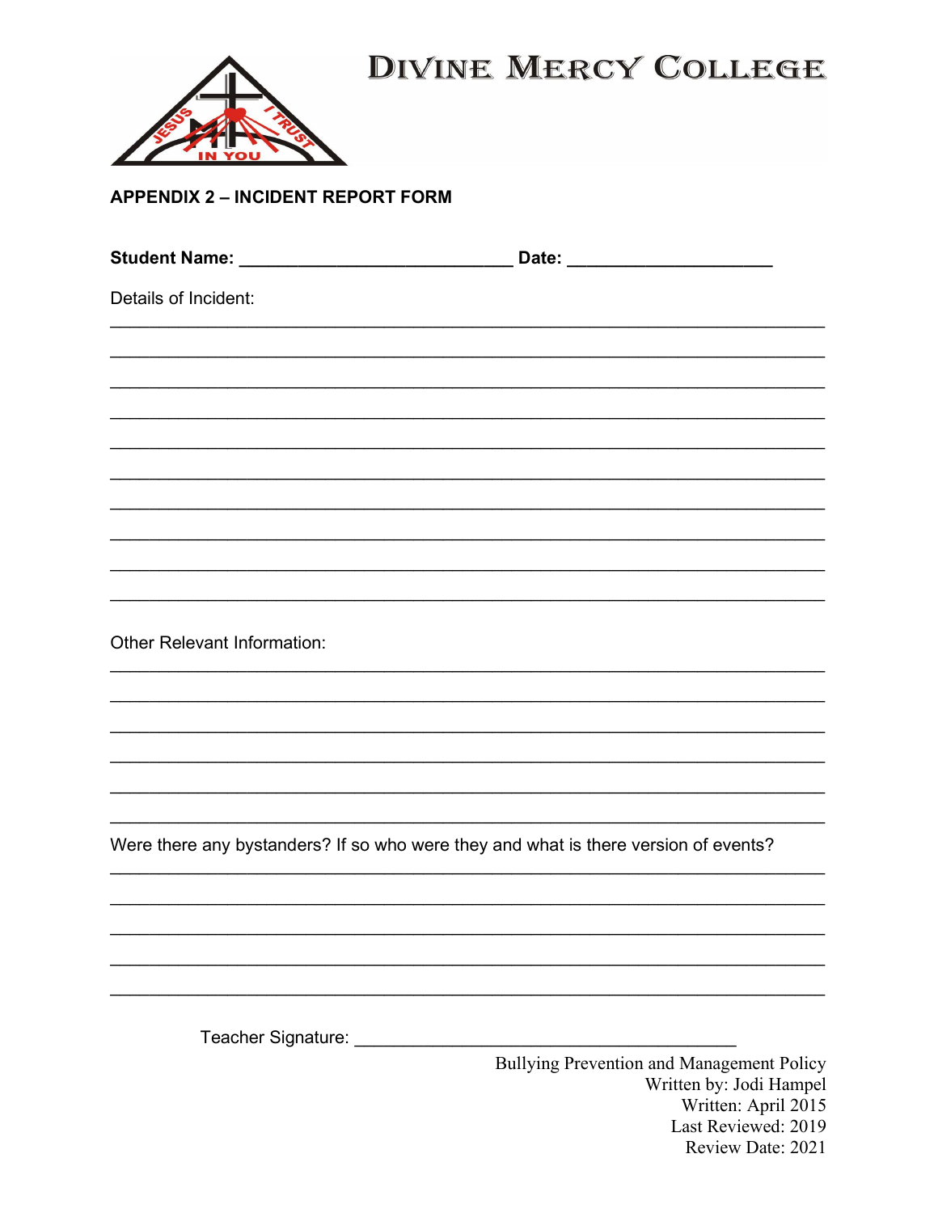# DIVINE MERCY COLLEGE

## APPENDIX 2 – INCIDENT REPORT FORM

**Student Name:** ____________________________ **Date:** _____________________

Details of Incident:

_________________________________________________________________________

_________________________________________________________________________

_________________________________________________________________________

_________________________________________________________________________

_________________________________________________________________________

_________________________________________________________________________

_________________________________________________________________________

_________________________________________________________________________

_________________________________________________________________________

_________________________________________________________________________

Other Relevant Information:

_________________________________________________________________________

_________________________________________________________________________

_________________________________________________________________________

_________________________________________________________________________

_________________________________________________________________________

_________________________________________________________________________

Were there any bystanders? If so who were they and what is there version of events?

_________________________________________________________________________

_________________________________________________________________________

_________________________________________________________________________

_________________________________________________________________________

_________________________________________________________________________

Teacher Signature: _______________________________________

Bullying Prevention and Management Policy
Written by: Jodi Hampel
Written: April 2015
Last Reviewed: 2019
Review Date: 2021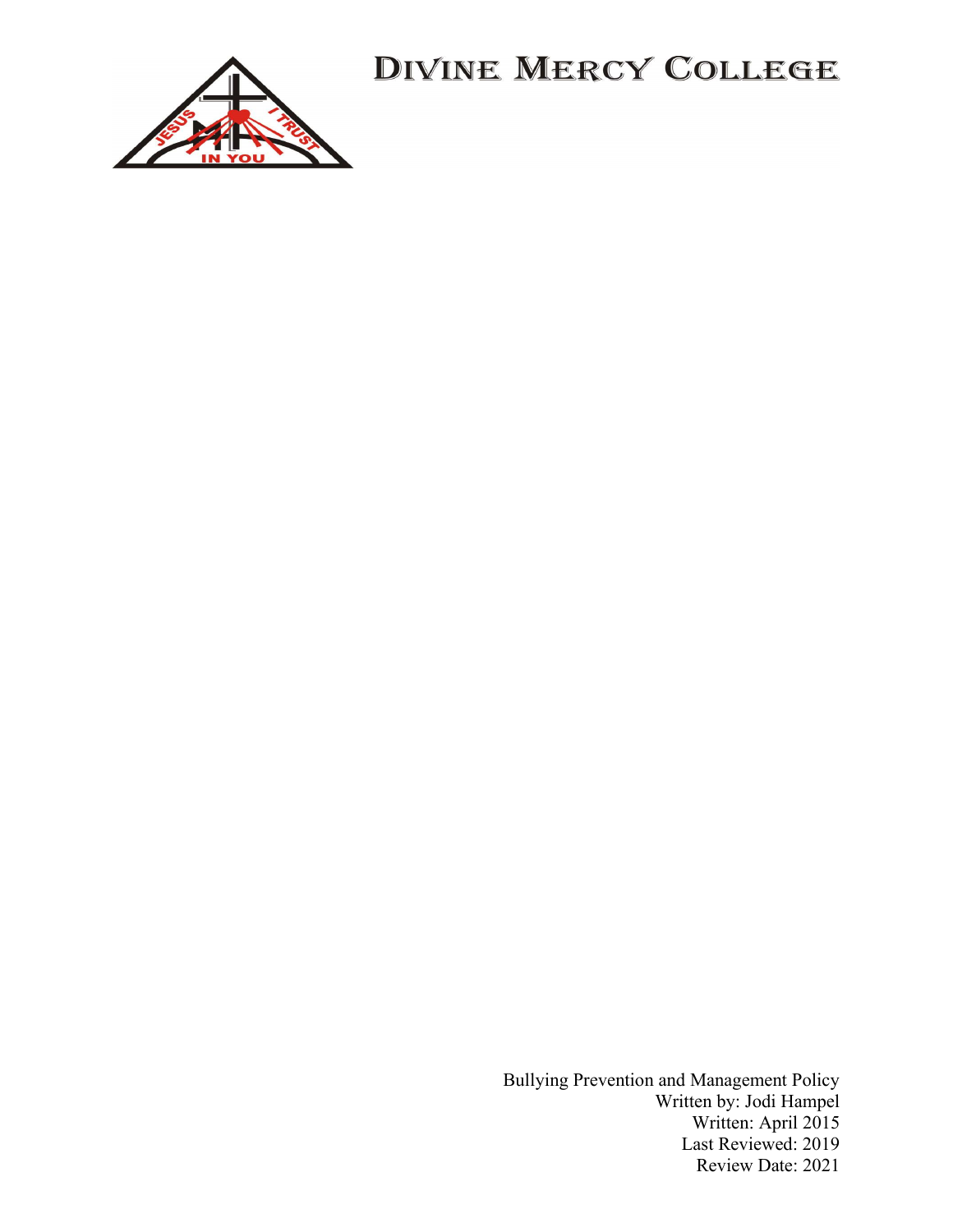# Divine Mercy College

Bullying Prevention and Management Policy
Written by: Jodi Hampel
Written: April 2015
Last Reviewed: 2019
Review Date: 2021